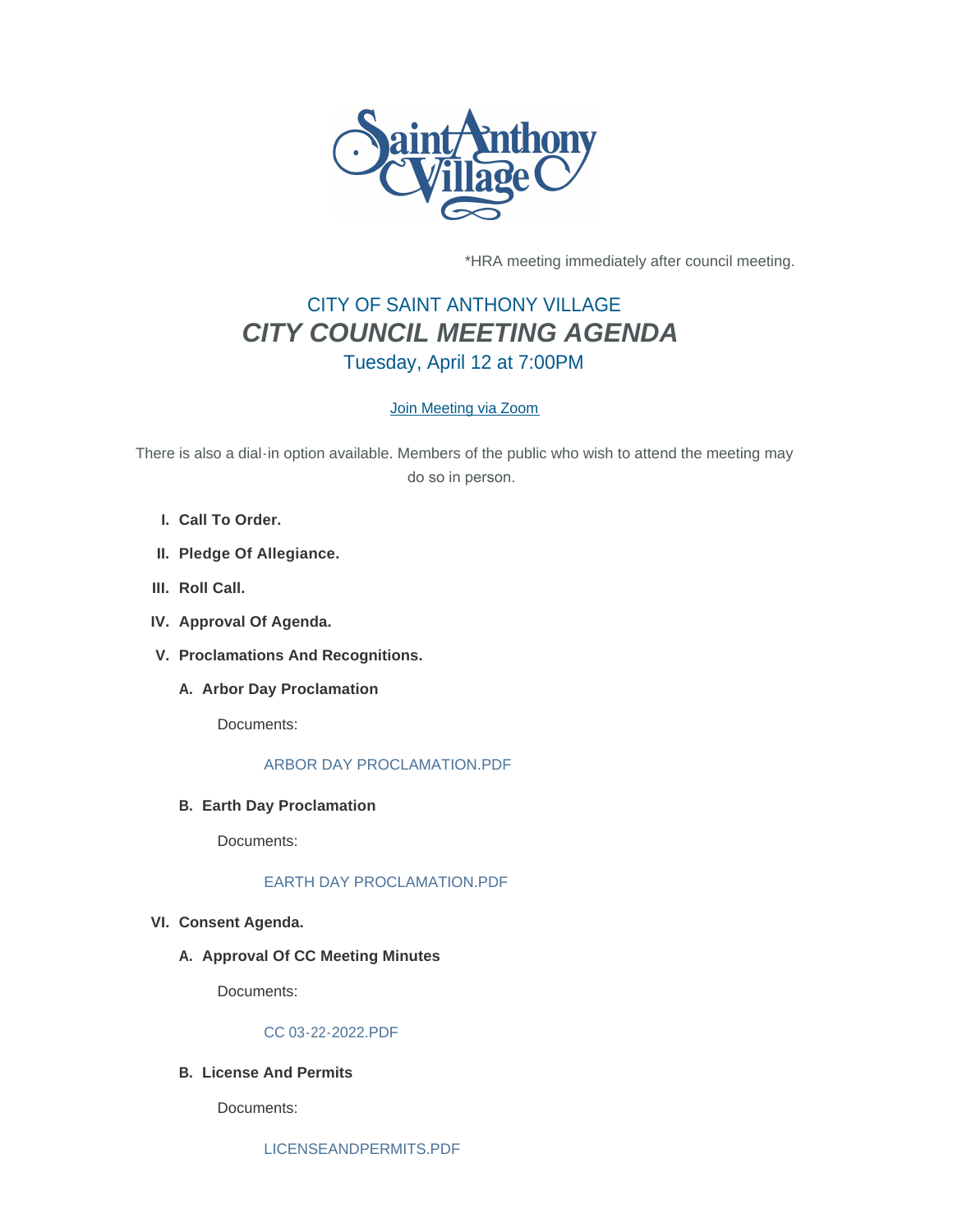*HRA meeting immediately after council meeting.

# CITY OF SAINT ANTHONY VILLAGE

## *CITY COUNCIL MEETING AGENDA*

### Tuesday, April 12 at 7:00PM

[Join Meeting via Zoom]

There is also a dial-in option available. Members of the public who wish to attend the meeting may do so in person.

I. **Call To Order.**

II. **Pledge Of Allegiance.**

III. **Roll Call.**

IV. **Approval Of Agenda.**

V. **Proclamations And Recognitions.**

   A. **Arbor Day Proclamation**

      Documents:

      ARBOR DAY PROCLAMATION.PDF

   B. **Earth Day Proclamation**

      Documents:

      EARTH DAY PROCLAMATION.PDF

VI. **Consent Agenda.**

   A. **Approval Of CC Meeting Minutes**

      Documents:

      CC 03-22-2022.PDF

   B. **License And Permits**

      Documents:

      LICENSEANDPERMITS.PDF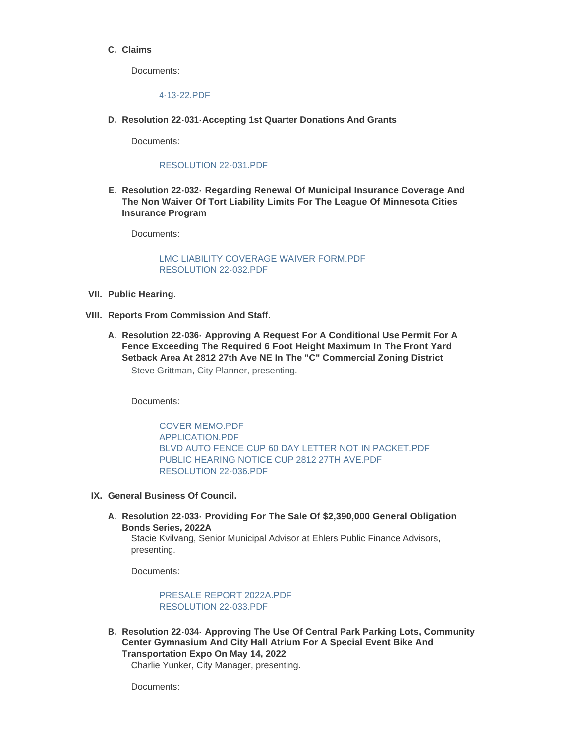C. **Claims**

Documents:

4-13-22.PDF

D. **Resolution 22-031-Accepting 1st Quarter Donations And Grants**

Documents:

RESOLUTION 22-031.PDF

E. **Resolution 22-032- Regarding Renewal Of Municipal Insurance Coverage And The Non Waiver Of Tort Liability Limits For The League Of Minnesota Cities Insurance Program**

Documents:

LMC LIABILITY COVERAGE WAIVER FORM.PDF
RESOLUTION 22-032.PDF

VII. **Public Hearing.**

VIII. **Reports From Commission And Staff.**

A. **Resolution 22-036- Approving A Request For A Conditional Use Permit For A Fence Exceeding The Required 6 Foot Height Maximum In The Front Yard Setback Area At 2812 27th Ave NE In The "C" Commercial Zoning District**

Steve Grittman, City Planner, presenting.

Documents:

COVER MEMO.PDF
APPLICATION.PDF
BLVD AUTO FENCE CUP 60 DAY LETTER NOT IN PACKET.PDF
PUBLIC HEARING NOTICE CUP 2812 27TH AVE.PDF
RESOLUTION 22-036.PDF

IX. **General Business Of Council.**

A. **Resolution 22-033- Providing For The Sale Of $2,390,000 General Obligation Bonds Series, 2022A**

Stacie Kvilvang, Senior Municipal Advisor at Ehlers Public Finance Advisors, presenting.

Documents:

PRESALE REPORT 2022A.PDF
RESOLUTION 22-033.PDF

B. **Resolution 22-034- Approving The Use Of Central Park Parking Lots, Community Center Gymnasium And City Hall Atrium For A Special Event Bike And Transportation Expo On May 14, 2022**

Charlie Yunker, City Manager, presenting.

Documents: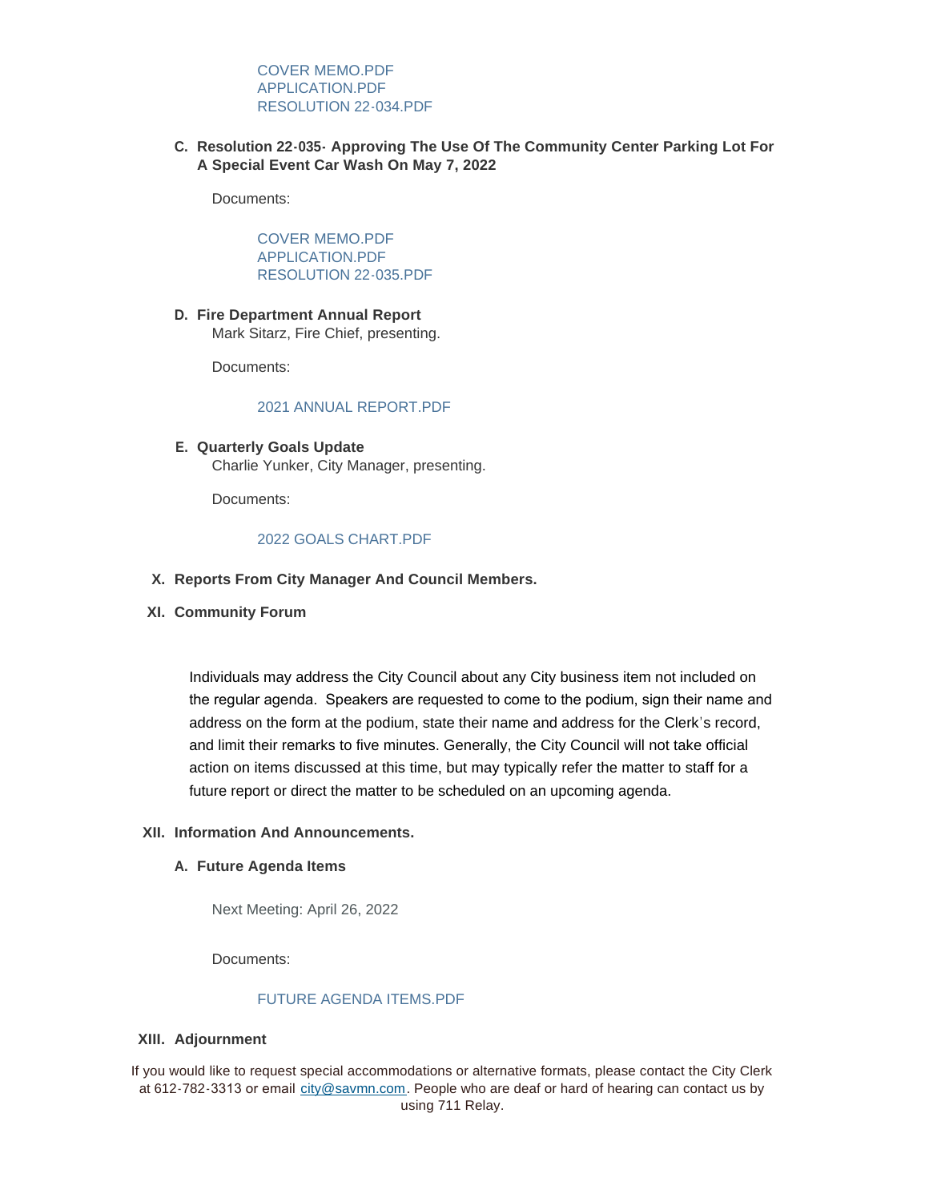COVER MEMO.PDF
APPLICATION.PDF
RESOLUTION 22-034.PDF

C. **Resolution 22-035- Approving The Use Of The Community Center Parking Lot For A Special Event Car Wash On May 7, 2022**

Documents:

COVER MEMO.PDF
APPLICATION.PDF
RESOLUTION 22-035.PDF

D. **Fire Department Annual Report**
Mark Sitarz, Fire Chief, presenting.

Documents:

2021 ANNUAL REPORT.PDF

E. **Quarterly Goals Update**
Charlie Yunker, City Manager, presenting.

Documents:

2022 GOALS CHART.PDF

X. **Reports From City Manager And Council Members.**

XI. **Community Forum**

Individuals may address the City Council about any City business item not included on the regular agenda. Speakers are requested to come to the podium, sign their name and address on the form at the podium, state their name and address for the Clerk's record, and limit their remarks to five minutes. Generally, the City Council will not take official action on items discussed at this time, but may typically refer the matter to staff for a future report or direct the matter to be scheduled on an upcoming agenda.

XII. **Information And Announcements.**

A. **Future Agenda Items**

Next Meeting: April 26, 2022

Documents:

FUTURE AGENDA ITEMS.PDF

XIII. **Adjournment**

If you would like to request special accommodations or alternative formats, please contact the City Clerk at 612-782-3313 or email city@savmn.com. People who are deaf or hard of hearing can contact us by using 711 Relay.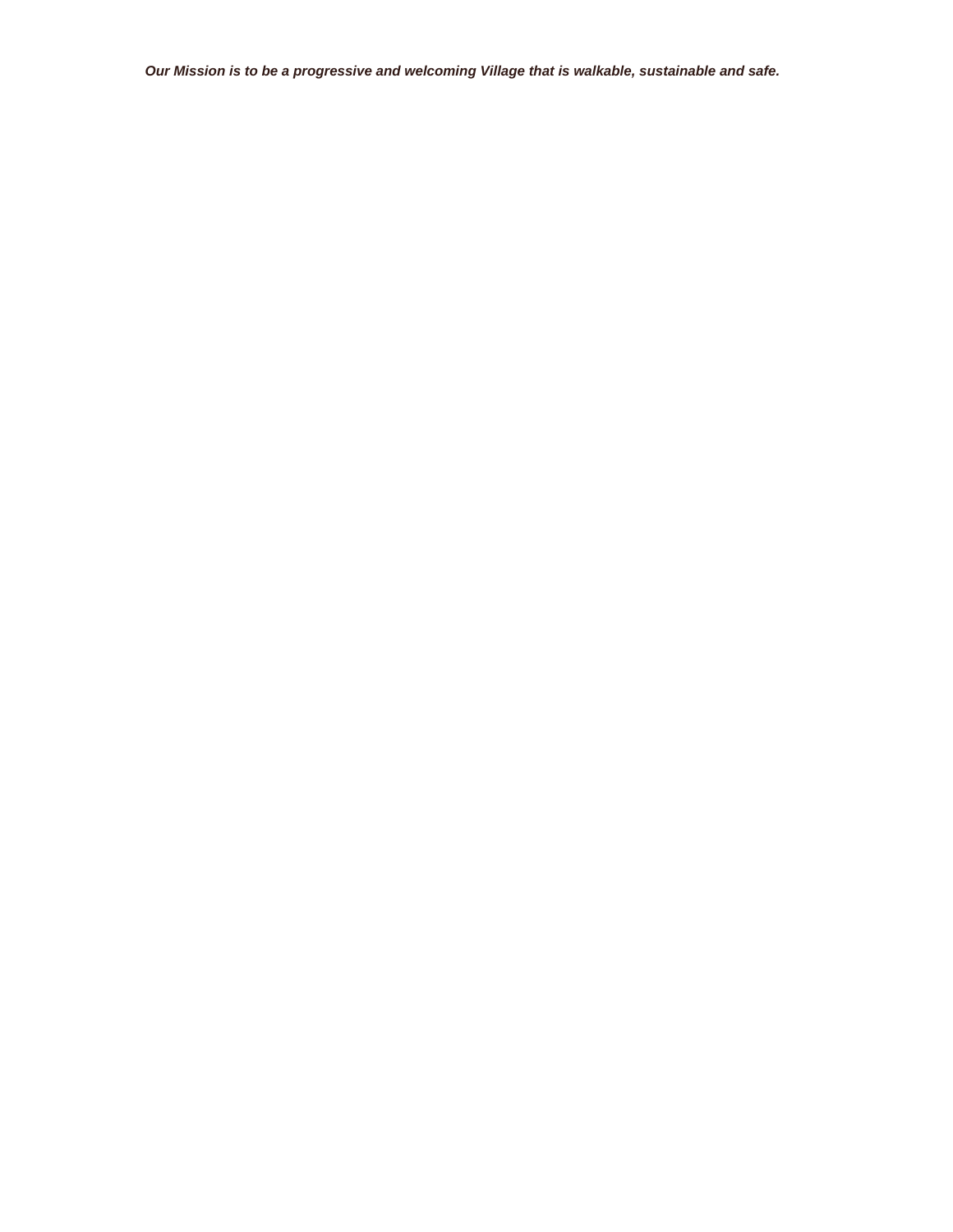***Our Mission is to be a progressive and welcoming Village that is walkable, sustainable and safe.***